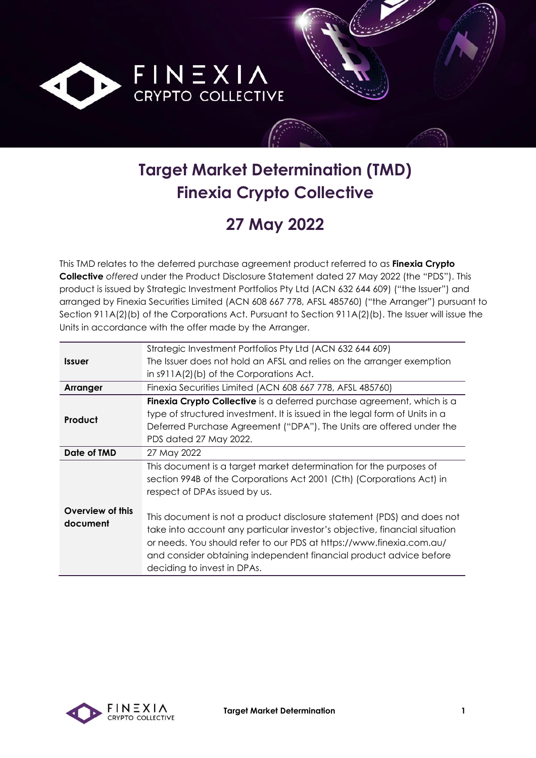# Target Market Determination (TMD) Finexia Crypto Collective

## 27 May 2022

This TMD relates to the deferred purchase agreement product referred to as **Finexia Crypto Collective** *offered* under the Product Disclosure Statement dated 27 May 2022 (the "PDS"). This product is issued by Strategic Investment Portfolios Pty Ltd (ACN 632 644 609) ("the Issuer") and arranged by Finexia Securities Limited (ACN 608 667 778, AFSL 485760) ("the Arranger") pursuant to Section 911A(2)(b) of the Corporations Act. Pursuant to Section 911A(2)(b). The Issuer will issue the Units in accordance with the offer made by the Arranger.

| | |
|---|---|
| **Issuer** | Strategic Investment Portfolios Pty Ltd (ACN 632 644 609)<br>The Issuer does not hold an AFSL and relies on the arranger exemption in s911A(2)(b) of the Corporations Act. |
| **Arranger** | Finexia Securities Limited (ACN 608 667 778, AFSL 485760) |
| **Product** | **Finexia Crypto Collective** is a deferred purchase agreement, which is a type of structured investment. It is issued in the legal form of Units in a Deferred Purchase Agreement ("DPA"). The Units are offered under the PDS dated 27 May 2022. |
| **Date of TMD** | 27 May 2022 |
| **Overview of this document** | This document is a target market determination for the purposes of section 994B of the Corporations Act 2001 (Cth) (Corporations Act) in respect of DPAs issued by us.<br><br>This document is not a product disclosure statement (PDS) and does not take into account any particular investor's objective, financial situation or needs. You should refer to our PDS at https://www.finexia.com.au/ and consider obtaining independent financial product advice before deciding to invest in DPAs. |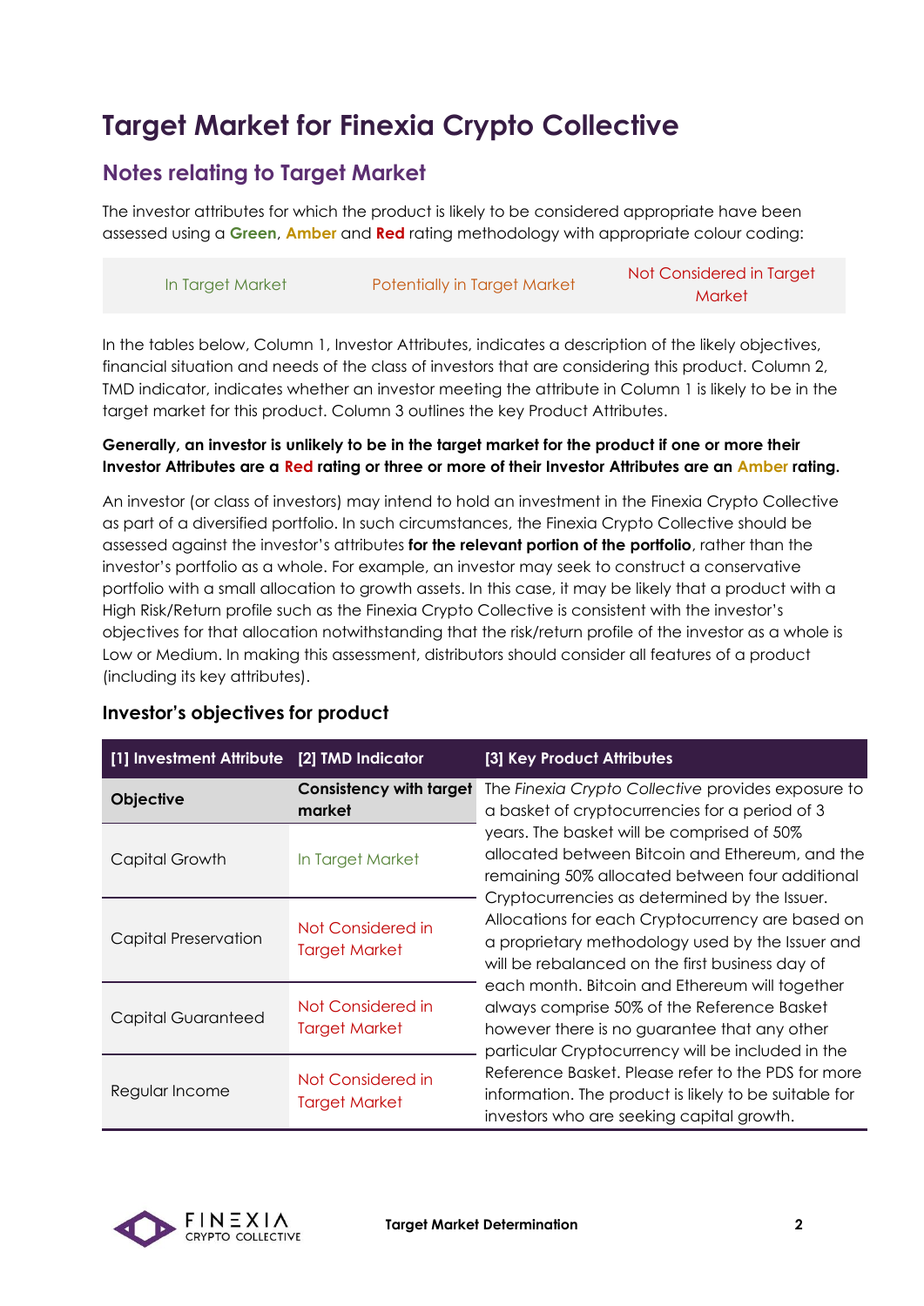# Target Market for Finexia Crypto Collective

## Notes relating to Target Market

The investor attributes for which the product is likely to be considered appropriate have been assessed using a **Green**, **Amber** and **Red** rating methodology with appropriate colour coding:

| In Target Market | Potentially in Target Market | Not Considered in Target Market |
|---|---|---|

In the tables below, Column 1, Investor Attributes, indicates a description of the likely objectives, financial situation and needs of the class of investors that are considering this product. Column 2, TMD indicator, indicates whether an investor meeting the attribute in Column 1 is likely to be in the target market for this product. Column 3 outlines the key Product Attributes.

**Generally, an investor is unlikely to be in the target market for the product if one or more their Investor Attributes are a Red rating or three or more of their Investor Attributes are an Amber rating.**

An investor (or class of investors) may intend to hold an investment in the Finexia Crypto Collective as part of a diversified portfolio. In such circumstances, the Finexia Crypto Collective should be assessed against the investor's attributes **for the relevant portion of the portfolio**, rather than the investor's portfolio as a whole. For example, an investor may seek to construct a conservative portfolio with a small allocation to growth assets. In this case, it may be likely that a product with a High Risk/Return profile such as the Finexia Crypto Collective is consistent with the investor's objectives for that allocation notwithstanding that the risk/return profile of the investor as a whole is Low or Medium. In making this assessment, distributors should consider all features of a product (including its key attributes).

### Investor's objectives for product

| [1] Investment Attribute | [2] TMD Indicator | [3] Key Product Attributes |
|---|---|---|
| **Objective** | **Consistency with target market** | The *Finexia Crypto Collective* provides exposure to a basket of cryptocurrencies for a period of 3 years. The basket will be comprised of 50% allocated between Bitcoin and Ethereum, and the remaining 50% allocated between four additional Cryptocurrencies as determined by the Issuer. Allocations for each Cryptocurrency are based on a proprietary methodology used by the Issuer and will be rebalanced on the first business day of each month. Bitcoin and Ethereum will together always comprise 50% of the Reference Basket however there is no guarantee that any other particular Cryptocurrency will be included in the Reference Basket. Please refer to the PDS for more information. The product is likely to be suitable for investors who are seeking capital growth. |
| Capital Growth | In Target Market | |
| Capital Preservation | Not Considered in Target Market | |
| Capital Guaranteed | Not Considered in Target Market | |
| Regular Income | Not Considered in Target Market | |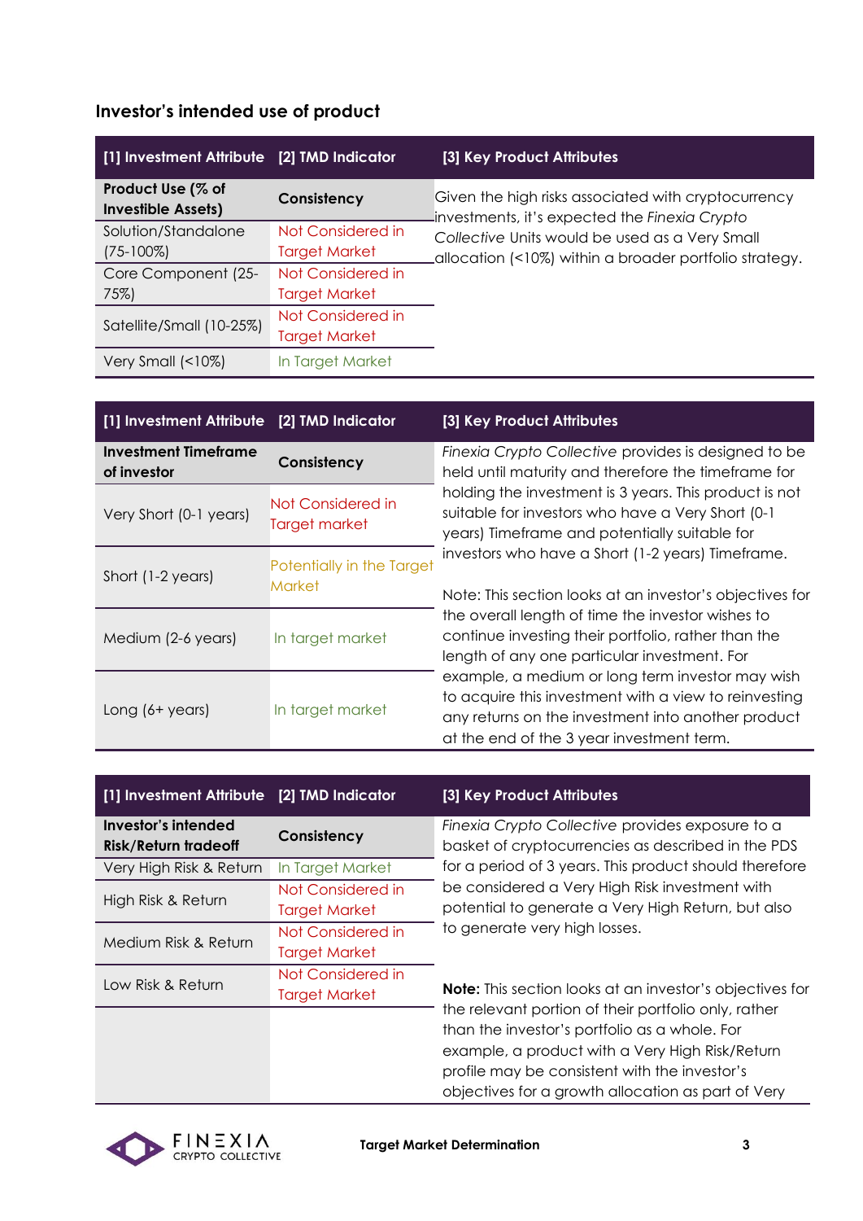### Investor's intended use of product

| [1] Investment Attribute | [2] TMD Indicator | [3] Key Product Attributes |
|---|---|---|
| **Product Use (% of Investible Assets)** | **Consistency** | Given the high risks associated with cryptocurrency investments, it's expected the *Finexia Crypto Collective* Units would be used as a Very Small allocation (<10%) within a broader portfolio strategy. |
| Solution/Standalone (75-100%) | Not Considered in Target Market | |
| Core Component (25-75%) | Not Considered in Target Market | |
| Satellite/Small (10-25%) | Not Considered in Target Market | |
| Very Small (<10%) | In Target Market | |

| [1] Investment Attribute | [2] TMD Indicator | [3] Key Product Attributes |
|---|---|---|
| **Investment Timeframe of investor** | **Consistency** | *Finexia Crypto Collective* provides is designed to be held until maturity and therefore the timeframe for holding the investment is 3 years. This product is not suitable for investors who have a Very Short (0-1 years) Timeframe and potentially suitable for investors who have a Short (1-2 years) Timeframe.<br><br>Note: This section looks at an investor's objectives for the overall length of time the investor wishes to continue investing their portfolio, rather than the length of any one particular investment. For example, a medium or long term investor may wish to acquire this investment with a view to reinvesting any returns on the investment into another product at the end of the 3 year investment term. |
| Very Short (0-1 years) | Not Considered in Target market | |
| Short (1-2 years) | Potentially in the Target Market | |
| Medium (2-6 years) | In target market | |
| Long (6+ years) | In target market | |

| [1] Investment Attribute | [2] TMD Indicator | [3] Key Product Attributes |
|---|---|---|
| **Investor's intended Risk/Return tradeoff** | **Consistency** | *Finexia Crypto Collective* provides exposure to a basket of cryptocurrencies as described in the PDS for a period of 3 years. This product should therefore be considered a Very High Risk investment with potential to generate a Very High Return, but also to generate very high losses.<br><br>**Note:** This section looks at an investor's objectives for the relevant portion of their portfolio only, rather than the investor's portfolio as a whole. For example, a product with a Very High Risk/Return profile may be consistent with the investor's objectives for a growth allocation as part of Very |
| Very High Risk & Return | In Target Market | |
| High Risk & Return | Not Considered in Target Market | |
| Medium Risk & Return | Not Considered in Target Market | |
| Low Risk & Return | Not Considered in Target Market | |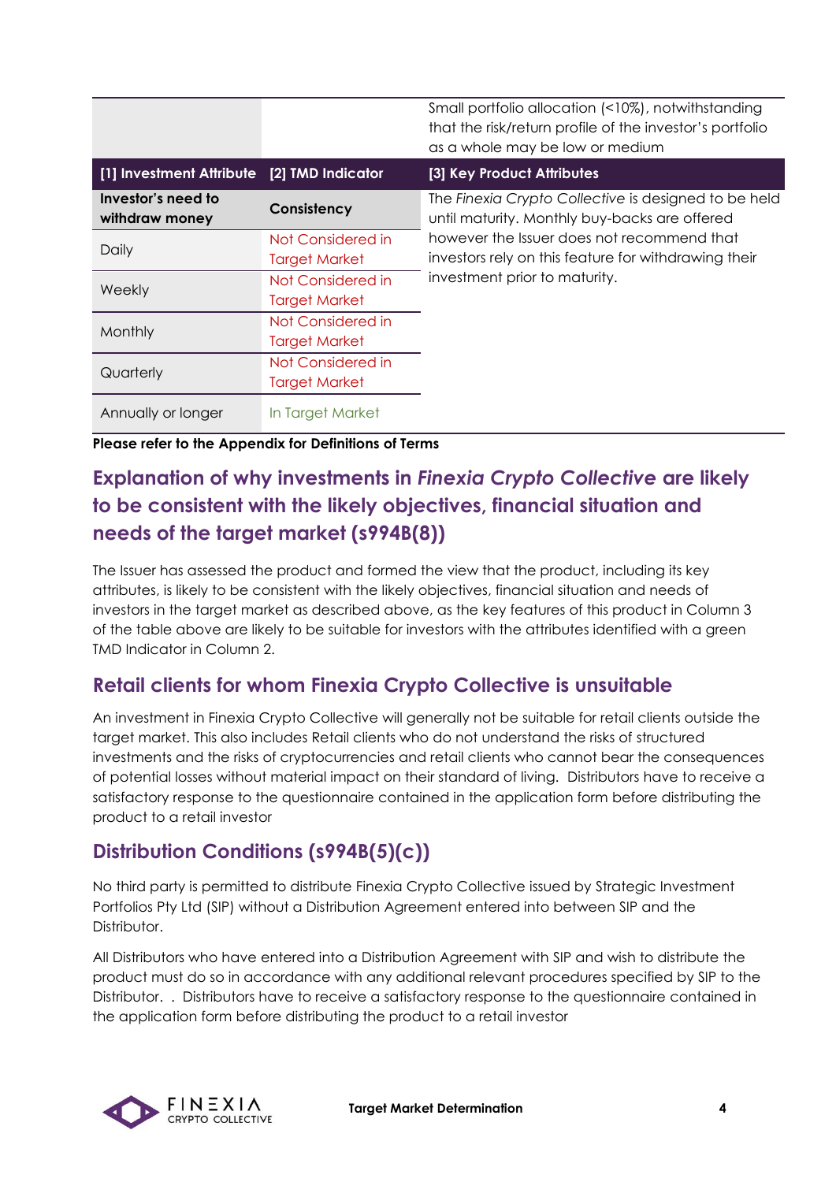| | | |
|---|---|---|
| | | Small portfolio allocation (<10%), notwithstanding that the risk/return profile of the investor's portfolio as a whole may be low or medium |
| **[1] Investment Attribute** | **[2] TMD Indicator** | **[3] Key Product Attributes** |
| **Investor's need to withdraw money** | **Consistency** | The *Finexia Crypto Collective* is designed to be held until maturity. Monthly buy-backs are offered however the Issuer does not recommend that investors rely on this feature for withdrawing their investment prior to maturity. |
| Daily | Not Considered in Target Market | |
| Weekly | Not Considered in Target Market | |
| Monthly | Not Considered in Target Market | |
| Quarterly | Not Considered in Target Market | |
| Annually or longer | In Target Market | |

**Please refer to the Appendix for Definitions of Terms**

## Explanation of why investments in *Finexia Crypto Collective* are likely to be consistent with the likely objectives, financial situation and needs of the target market (s994B(8))

The Issuer has assessed the product and formed the view that the product, including its key attributes, is likely to be consistent with the likely objectives, financial situation and needs of investors in the target market as described above, as the key features of this product in Column 3 of the table above are likely to be suitable for investors with the attributes identified with a green TMD Indicator in Column 2.

## Retail clients for whom Finexia Crypto Collective is unsuitable

An investment in Finexia Crypto Collective will generally not be suitable for retail clients outside the target market. This also includes Retail clients who do not understand the risks of structured investments and the risks of cryptocurrencies and retail clients who cannot bear the consequences of potential losses without material impact on their standard of living. Distributors have to receive a satisfactory response to the questionnaire contained in the application form before distributing the product to a retail investor

## Distribution Conditions (s994B(5)(c))

No third party is permitted to distribute Finexia Crypto Collective issued by Strategic Investment Portfolios Pty Ltd (SIP) without a Distribution Agreement entered into between SIP and the Distributor.

All Distributors who have entered into a Distribution Agreement with SIP and wish to distribute the product must do so in accordance with any additional relevant procedures specified by SIP to the Distributor. . Distributors have to receive a satisfactory response to the questionnaire contained in the application form before distributing the product to a retail investor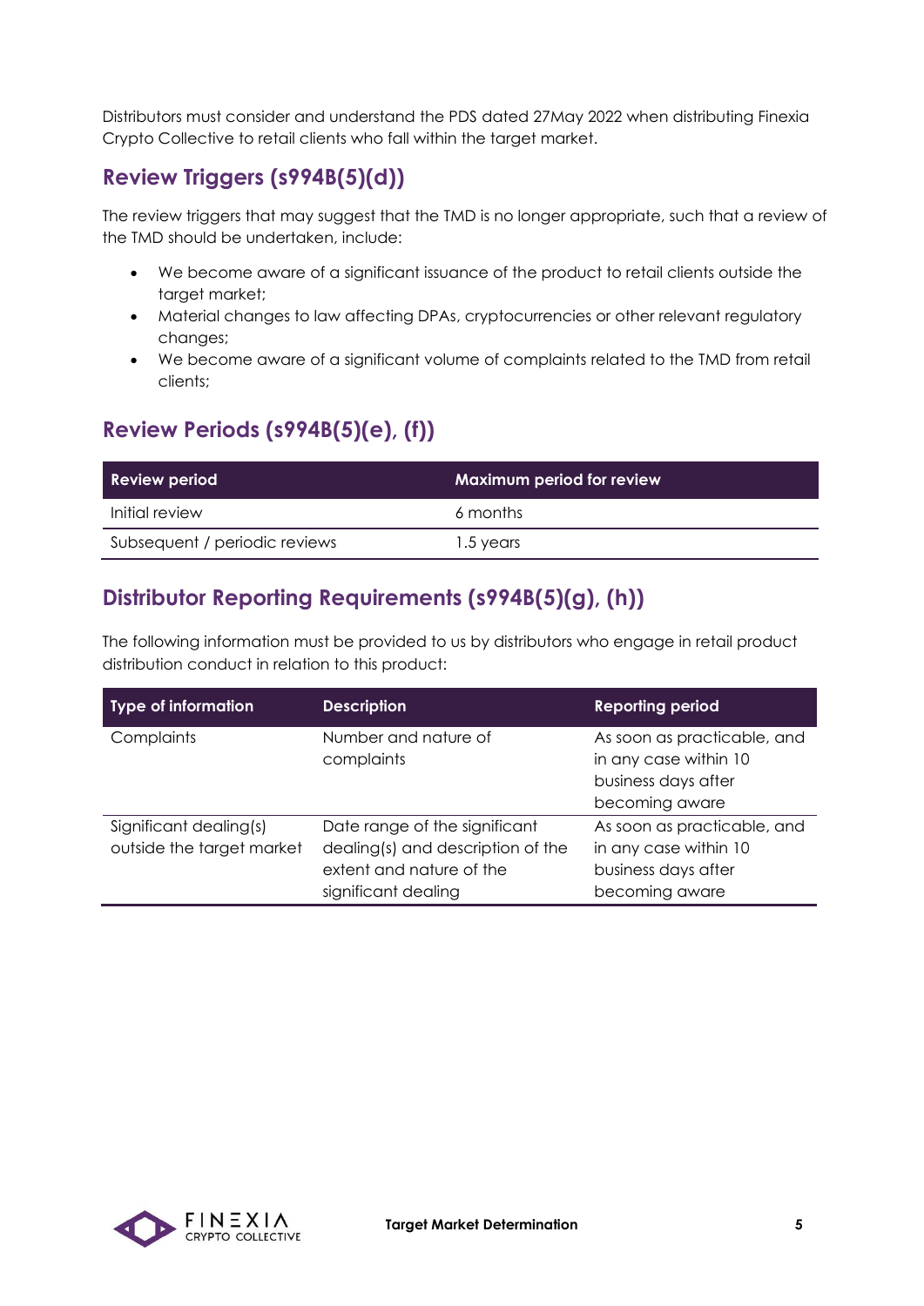Distributors must consider and understand the PDS dated 27May 2022 when distributing Finexia Crypto Collective to retail clients who fall within the target market.

## Review Triggers (s994B(5)(d))

The review triggers that may suggest that the TMD is no longer appropriate, such that a review of the TMD should be undertaken, include:

- We become aware of a significant issuance of the product to retail clients outside the target market;
- Material changes to law affecting DPAs, cryptocurrencies or other relevant regulatory changes;
- We become aware of a significant volume of complaints related to the TMD from retail clients;

## Review Periods (s994B(5)(e), (f))

| Review period | Maximum period for review |
| --- | --- |
| Initial review | 6 months |
| Subsequent / periodic reviews | 1.5 years |

## Distributor Reporting Requirements (s994B(5)(g), (h))

The following information must be provided to us by distributors who engage in retail product distribution conduct in relation to this product:

| Type of information | Description | Reporting period |
| --- | --- | --- |
| Complaints | Number and nature of complaints | As soon as practicable, and in any case within 10 business days after becoming aware |
| Significant dealing(s) outside the target market | Date range of the significant dealing(s) and description of the extent and nature of the significant dealing | As soon as practicable, and in any case within 10 business days after becoming aware |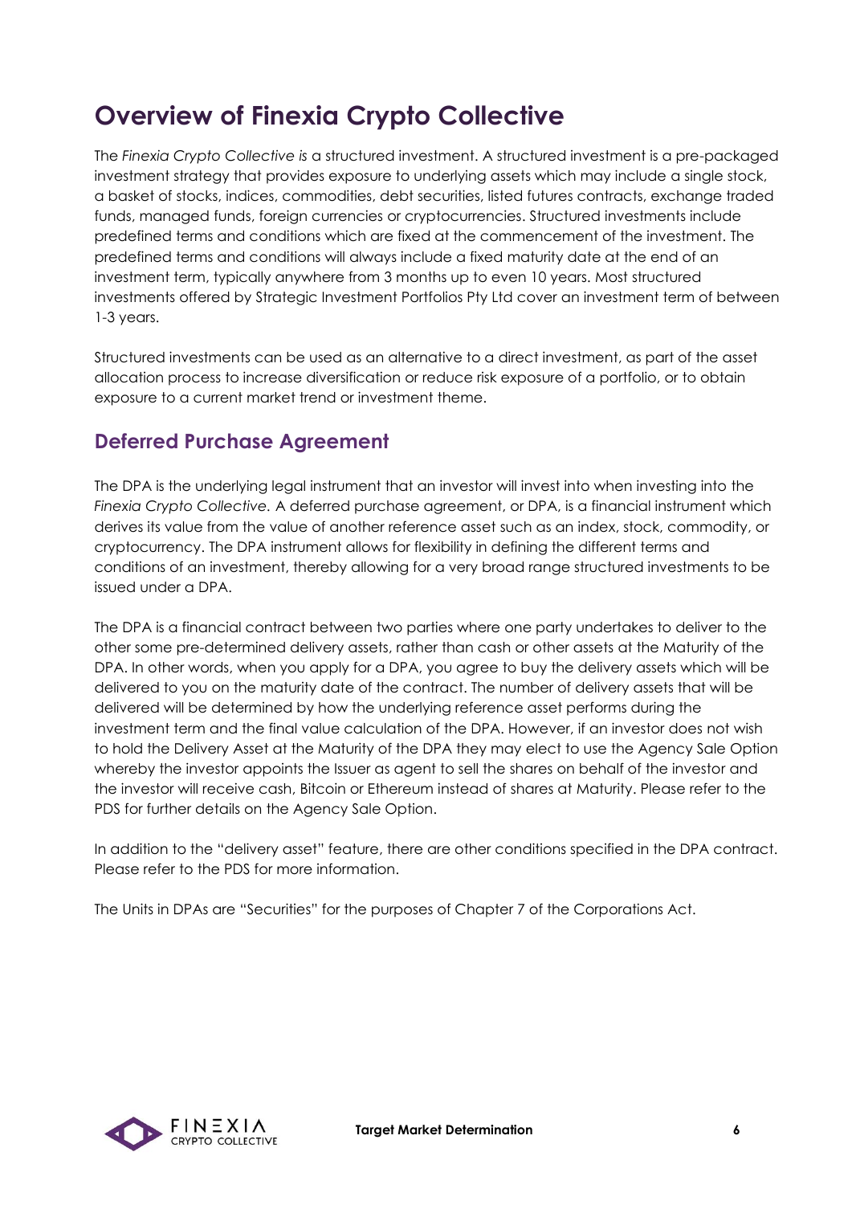# Overview of Finexia Crypto Collective

The *Finexia Crypto Collective is* a structured investment. A structured investment is a pre-packaged investment strategy that provides exposure to underlying assets which may include a single stock, a basket of stocks, indices, commodities, debt securities, listed futures contracts, exchange traded funds, managed funds, foreign currencies or cryptocurrencies. Structured investments include predefined terms and conditions which are fixed at the commencement of the investment. The predefined terms and conditions will always include a fixed maturity date at the end of an investment term, typically anywhere from 3 months up to even 10 years. Most structured investments offered by Strategic Investment Portfolios Pty Ltd cover an investment term of between 1-3 years.

Structured investments can be used as an alternative to a direct investment, as part of the asset allocation process to increase diversification or reduce risk exposure of a portfolio, or to obtain exposure to a current market trend or investment theme.

## Deferred Purchase Agreement

The DPA is the underlying legal instrument that an investor will invest into when investing into the *Finexia Crypto Collective.* A deferred purchase agreement, or DPA, is a financial instrument which derives its value from the value of another reference asset such as an index, stock, commodity, or cryptocurrency. The DPA instrument allows for flexibility in defining the different terms and conditions of an investment, thereby allowing for a very broad range structured investments to be issued under a DPA.

The DPA is a financial contract between two parties where one party undertakes to deliver to the other some pre-determined delivery assets, rather than cash or other assets at the Maturity of the DPA. In other words, when you apply for a DPA, you agree to buy the delivery assets which will be delivered to you on the maturity date of the contract. The number of delivery assets that will be delivered will be determined by how the underlying reference asset performs during the investment term and the final value calculation of the DPA. However, if an investor does not wish to hold the Delivery Asset at the Maturity of the DPA they may elect to use the Agency Sale Option whereby the investor appoints the Issuer as agent to sell the shares on behalf of the investor and the investor will receive cash, Bitcoin or Ethereum instead of shares at Maturity. Please refer to the PDS for further details on the Agency Sale Option.

In addition to the "delivery asset" feature, there are other conditions specified in the DPA contract. Please refer to the PDS for more information.

The Units in DPAs are "Securities" for the purposes of Chapter 7 of the Corporations Act.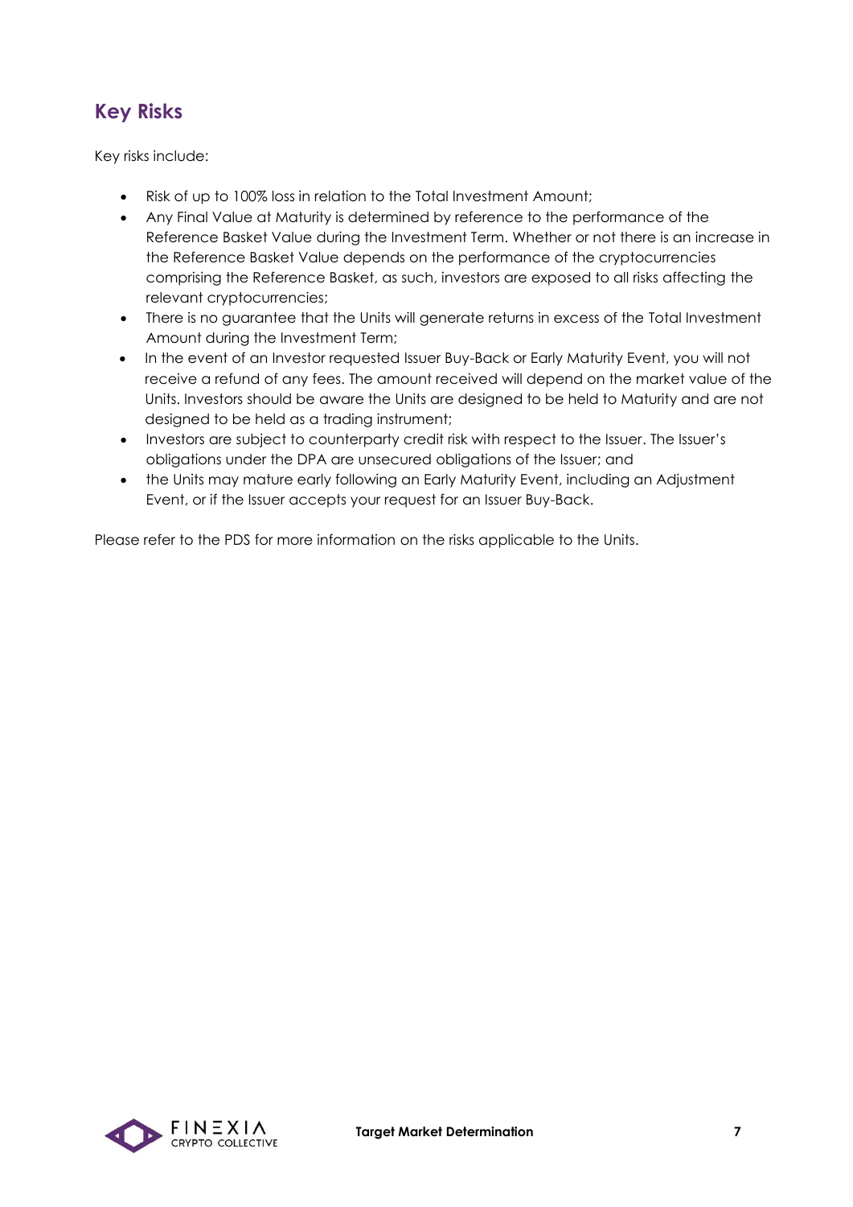## Key Risks

Key risks include:

- Risk of up to 100% loss in relation to the Total Investment Amount;
- Any Final Value at Maturity is determined by reference to the performance of the Reference Basket Value during the Investment Term. Whether or not there is an increase in the Reference Basket Value depends on the performance of the cryptocurrencies comprising the Reference Basket, as such, investors are exposed to all risks affecting the relevant cryptocurrencies;
- There is no guarantee that the Units will generate returns in excess of the Total Investment Amount during the Investment Term;
- In the event of an Investor requested Issuer Buy-Back or Early Maturity Event, you will not receive a refund of any fees. The amount received will depend on the market value of the Units. Investors should be aware the Units are designed to be held to Maturity and are not designed to be held as a trading instrument;
- Investors are subject to counterparty credit risk with respect to the Issuer. The Issuer's obligations under the DPA are unsecured obligations of the Issuer; and
- the Units may mature early following an Early Maturity Event, including an Adjustment Event, or if the Issuer accepts your request for an Issuer Buy-Back.

Please refer to the PDS for more information on the risks applicable to the Units.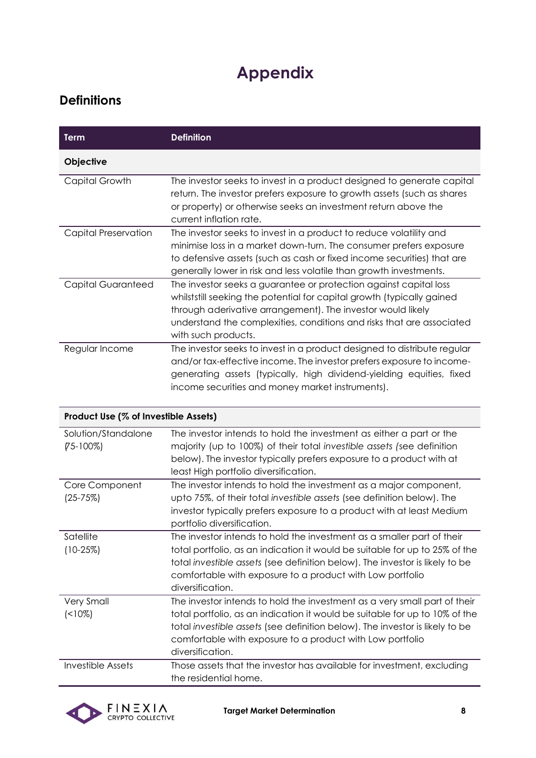# Appendix

## Definitions

| Term | Definition |
|---|---|
| **Objective** | |
| Capital Growth | The investor seeks to invest in a product designed to generate capital return. The investor prefers exposure to growth assets (such as shares or property) or otherwise seeks an investment return above the current inflation rate. |
| Capital Preservation | The investor seeks to invest in a product to reduce volatility and minimise loss in a market down-turn. The consumer prefers exposure to defensive assets (such as cash or fixed income securities) that are generally lower in risk and less volatile than growth investments. |
| Capital Guaranteed | The investor seeks a guarantee or protection against capital loss whilststill seeking the potential for capital growth (typically gained through aderivative arrangement). The investor would likely understand the complexities, conditions and risks that are associated with such products. |
| Regular Income | The investor seeks to invest in a product designed to distribute regular and/or tax-effective income. The investor prefers exposure to income-generating assets (typically, high dividend-yielding equities, fixed income securities and money market instruments). |
| **Product Use (% of Investible Assets)** | |
| Solution/Standalone (75-100%) | The investor intends to hold the investment as either a part or the majority (up to 100%) of their total *investible assets* (see definition below). The investor typically prefers exposure to a product with at least High portfolio diversification. |
| Core Component (25-75%) | The investor intends to hold the investment as a major component, upto 75%, of their total *investible assets* (see definition below). The investor typically prefers exposure to a product with at least Medium portfolio diversification. |
| Satellite (10-25%) | The investor intends to hold the investment as a smaller part of their total portfolio, as an indication it would be suitable for up to 25% of the total *investible assets* (see definition below). The investor is likely to be comfortable with exposure to a product with Low portfolio diversification. |
| Very Small (<10%) | The investor intends to hold the investment as a very small part of their total portfolio, as an indication it would be suitable for up to 10% of the total *investible assets* (see definition below). The investor is likely to be comfortable with exposure to a product with Low portfolio diversification. |
| Investible Assets | Those assets that the investor has available for investment, excluding the residential home. |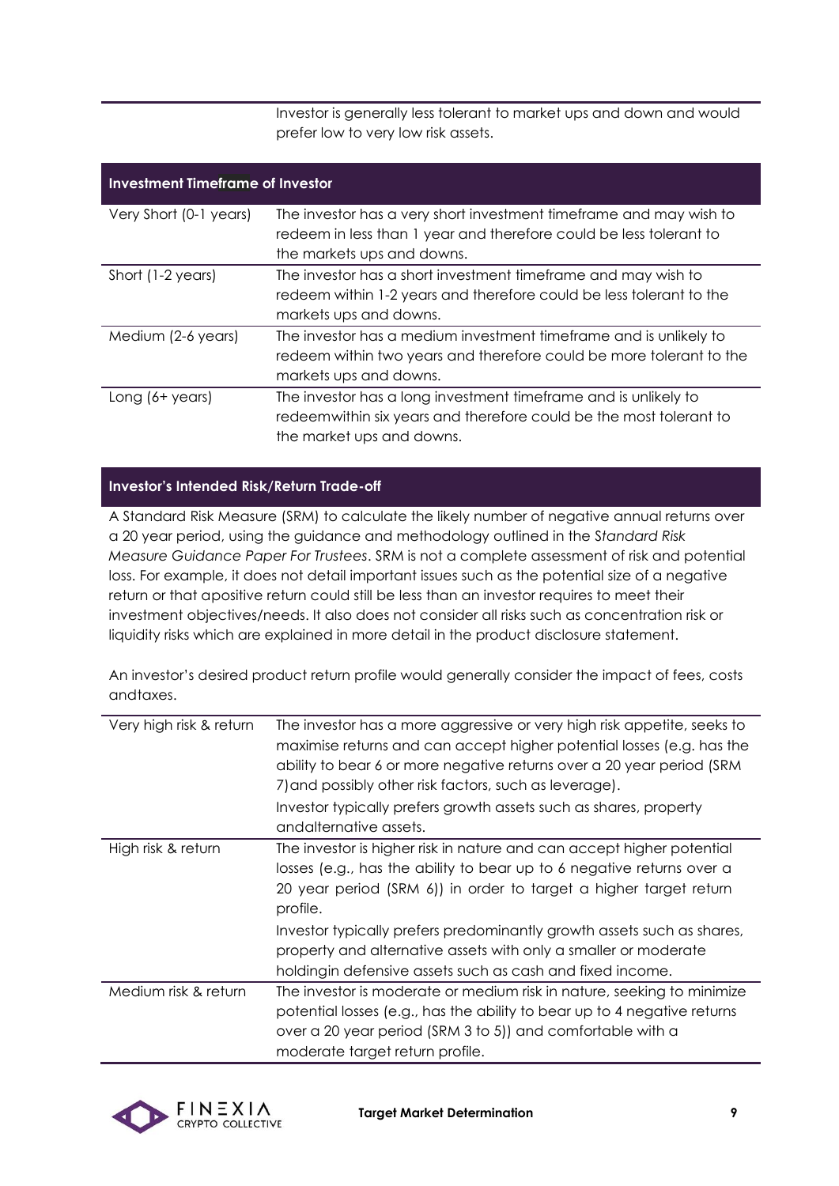| | |
|---|---|
| | Investor is generally less tolerant to market ups and down and would prefer low to very low risk assets. |

| **Investment Timeframe of Investor** | |
|---|---|
| Very Short (0-1 years) | The investor has a very short investment timeframe and may wish to redeem in less than 1 year and therefore could be less tolerant to the markets ups and downs. |
| Short (1-2 years) | The investor has a short investment timeframe and may wish to redeem within 1-2 years and therefore could be less tolerant to the markets ups and downs. |
| Medium (2-6 years) | The investor has a medium investment timeframe and is unlikely to redeem within two years and therefore could be more tolerant to the markets ups and downs. |
| Long (6+ years) | The investor has a long investment timeframe and is unlikely to redeemwithin six years and therefore could be the most tolerant to the market ups and downs. |

**Investor's Intended Risk/Return Trade-off**

A Standard Risk Measure (SRM) to calculate the likely number of negative annual returns over a 20 year period, using the guidance and methodology outlined in the S*tandard Risk Measure Guidance Paper For Trustees*. SRM is not a complete assessment of risk and potential loss. For example, it does not detail important issues such as the potential size of a negative return or that apositive return could still be less than an investor requires to meet their investment objectives/needs. It also does not consider all risks such as concentration risk or liquidity risks which are explained in more detail in the product disclosure statement.

An investor's desired product return profile would generally consider the impact of fees, costs andtaxes.

| | |
|---|---|
| Very high risk & return | The investor has a more aggressive or very high risk appetite, seeks to maximise returns and can accept higher potential losses (e.g. has the ability to bear 6 or more negative returns over a 20 year period (SRM 7)and possibly other risk factors, such as leverage). Investor typically prefers growth assets such as shares, property andalternative assets. |
| High risk & return | The investor is higher risk in nature and can accept higher potential losses (e.g., has the ability to bear up to 6 negative returns over a 20 year period (SRM 6)) in order to target a higher target return profile. Investor typically prefers predominantly growth assets such as shares, property and alternative assets with only a smaller or moderate holdingin defensive assets such as cash and fixed income. |
| Medium risk & return | The investor is moderate or medium risk in nature, seeking to minimize potential losses (e.g., has the ability to bear up to 4 negative returns over a 20 year period (SRM 3 to 5)) and comfortable with a moderate target return profile. |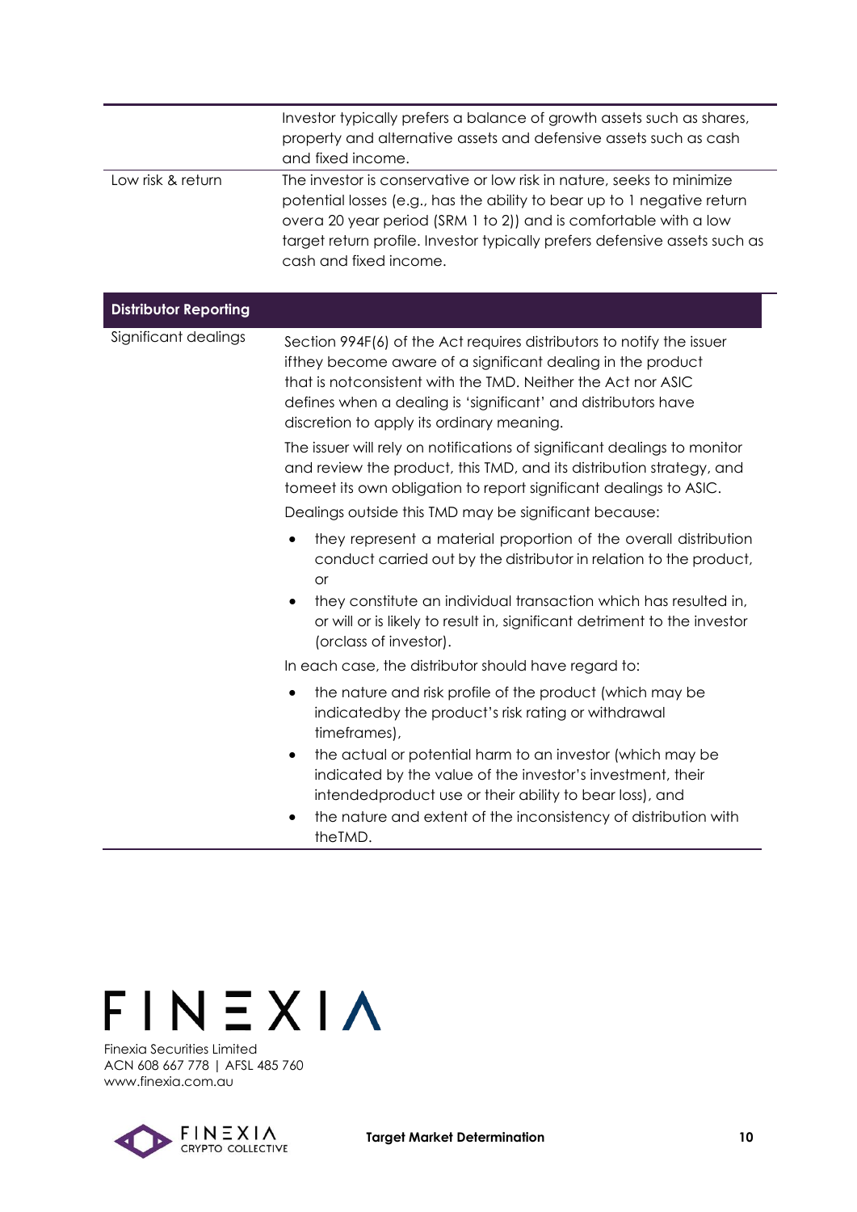| | |
|---|---|
| | Investor typically prefers a balance of growth assets such as shares, property and alternative assets and defensive assets such as cash and fixed income. |
| Low risk & return | The investor is conservative or low risk in nature, seeks to minimize potential losses (e.g., has the ability to bear up to 1 negative return overa 20 year period (SRM 1 to 2)) and is comfortable with a low target return profile. Investor typically prefers defensive assets such as cash and fixed income. |

| **Distributor Reporting** | |
|---|---|
| Significant dealings | Section 994F(6) of the Act requires distributors to notify the issuer ifthey become aware of a significant dealing in the product that is notconsistent with the TMD. Neither the Act nor ASIC defines when a dealing is 'significant' and distributors have discretion to apply its ordinary meaning.<br><br>The issuer will rely on notifications of significant dealings to monitor and review the product, this TMD, and its distribution strategy, and tomeet its own obligation to report significant dealings to ASIC.<br><br>Dealings outside this TMD may be significant because:<br><br>• they represent a material proportion of the overall distribution conduct carried out by the distributor in relation to the product, or<br>• they constitute an individual transaction which has resulted in, or will or is likely to result in, significant detriment to the investor (orclass of investor).<br><br>In each case, the distributor should have regard to:<br><br>• the nature and risk profile of the product (which may be indicatedby the product's risk rating or withdrawal timeframes),<br>• the actual or potential harm to an investor (which may be indicated by the value of the investor's investment, their intendedproduct use or their ability to bear loss), and<br>• the nature and extent of the inconsistency of distribution with theTMD. |

FINEXIA

Finexia Securities Limited
ACN 608 667 778 | AFSL 485 760
www.finexia.com.au